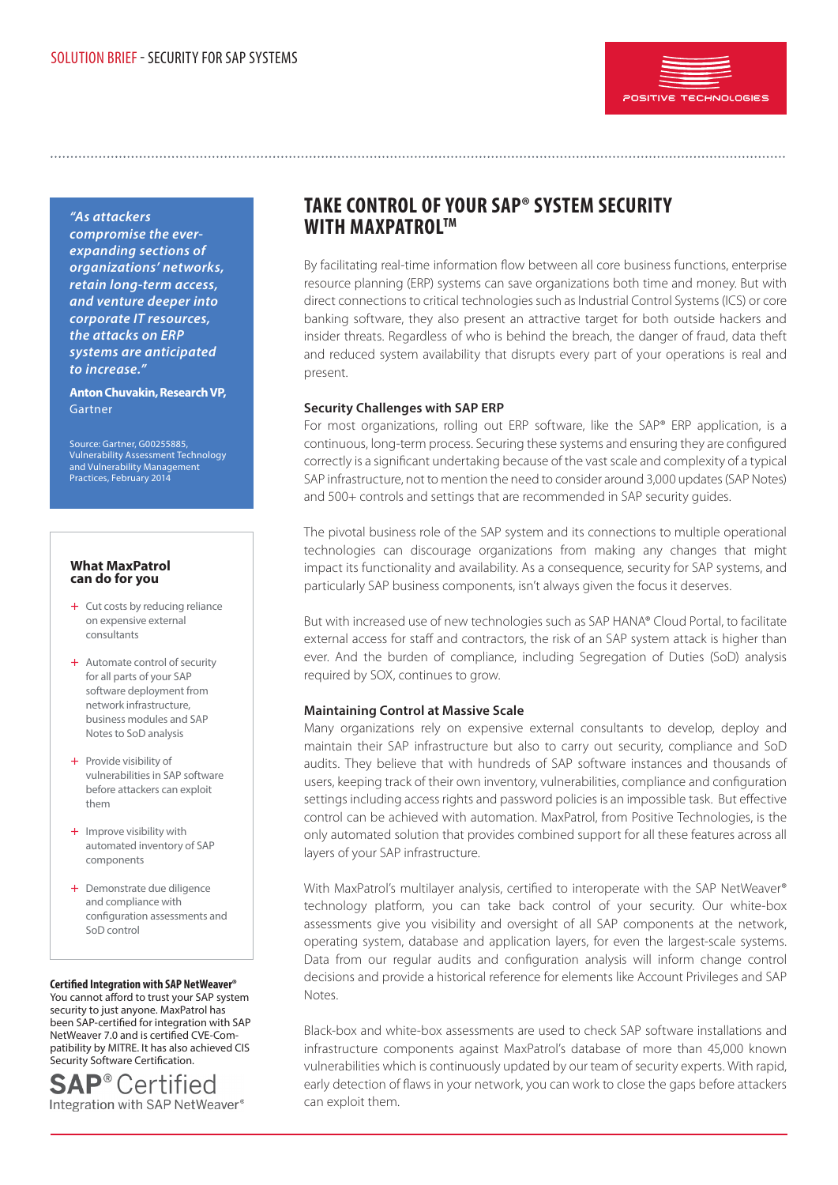SOLUTION BRIEF - SECURITY FOR SAP SYSTEMS

# TAKE CONTROL OF YOUR SAP® SYSTEM SECURITY WITH MAXPATROL™

By facilitating real-time information flow between all core business functions, enterprise resource planning (ERP) systems can save organizations both time and money. But with direct connections to critical technologies such as Industrial Control Systems (ICS) or core banking software, they also present an attractive target for both outside hackers and insider threats. Regardless of who is behind the breach, the danger of fraud, data theft and reduced system availability that disrupts every part of your operations is real and present.

### Security Challenges with SAP ERP

For most organizations, rolling out ERP software, like the SAP® ERP application, is a continuous, long-term process. Securing these systems and ensuring they are configured correctly is a significant undertaking because of the vast scale and complexity of a typical SAP infrastructure, not to mention the need to consider around 3,000 updates (SAP Notes) and 500+ controls and settings that are recommended in SAP security guides.

The pivotal business role of the SAP system and its connections to multiple operational technologies can discourage organizations from making any changes that might impact its functionality and availability. As a consequence, security for SAP systems, and particularly SAP business components, isn't always given the focus it deserves.

But with increased use of new technologies such as SAP HANA® Cloud Portal, to facilitate external access for staff and contractors, the risk of an SAP system attack is higher than ever. And the burden of compliance, including Segregation of Duties (SoD) analysis required by SOX, continues to grow.

### Maintaining Control at Massive Scale

Many organizations rely on expensive external consultants to develop, deploy and maintain their SAP infrastructure but also to carry out security, compliance and SoD audits. They believe that with hundreds of SAP software instances and thousands of users, keeping track of their own inventory, vulnerabilities, compliance and configuration settings including access rights and password policies is an impossible task. But effective control can be achieved with automation. MaxPatrol, from Positive Technologies, is the only automated solution that provides combined support for all these features across all layers of your SAP infrastructure.

With MaxPatrol's multilayer analysis, certified to interoperate with the SAP NetWeaver® technology platform, you can take back control of your security. Our white-box assessments give you visibility and oversight of all SAP components at the network, operating system, database and application layers, for even the largest-scale systems. Data from our regular audits and configuration analysis will inform change control decisions and provide a historical reference for elements like Account Privileges and SAP Notes.

Black-box and white-box assessments are used to check SAP software installations and infrastructure components against MaxPatrol's database of more than 45,000 known vulnerabilities which is continuously updated by our team of security experts. With rapid, early detection of flaws in your network, you can work to close the gaps before attackers can exploit them.

---

*"As attackers compromise the ever-expanding sections of organizations' networks, retain long-term access, and venture deeper into corporate IT resources, the attacks on ERP systems are anticipated to increase."*

**Anton Chuvakin, Research VP,** Gartner

Source: Gartner, G00255885, Vulnerability Assessment Technology and Vulnerability Management Practices, February 2014

### What MaxPatrol can do for you

- Cut costs by reducing reliance on expensive external consultants
- Automate control of security for all parts of your SAP software deployment from network infrastructure, business modules and SAP Notes to SoD analysis
- Provide visibility of vulnerabilities in SAP software before attackers can exploit them
- Improve visibility with automated inventory of SAP components
- Demonstrate due diligence and compliance with configuration assessments and SoD control

**Certified Integration with SAP NetWeaver®**

You cannot afford to trust your SAP system security to just anyone. MaxPatrol has been SAP-certified for integration with SAP NetWeaver 7.0 and is certified CVE-Compatibility by MITRE. It has also achieved CIS Security Software Certification.

SAP® Certified
Integration with SAP NetWeaver®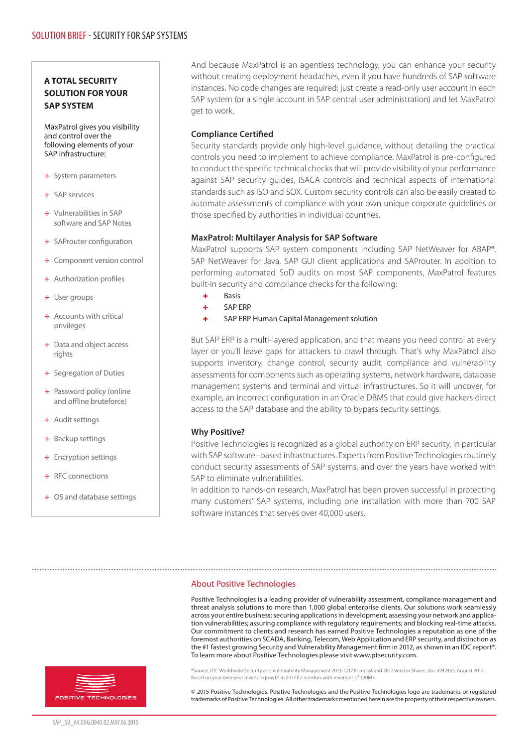## A TOTAL SECURITY SOLUTION FOR YOUR SAP SYSTEM

MaxPatrol gives you visibility and control over the following elements of your SAP infrastructure:

+ System parameters
+ SAP services
+ Vulnerabilities in SAP software and SAP Notes
+ SAProuter configuration
+ Component version control
+ Authorization profiles
+ User groups
+ Accounts with critical privileges
+ Data and object access rights
+ Segregation of Duties
+ Password policy (online and offline bruteforce)
+ Audit settings
+ Backup settings
+ Encryption settings
+ RFC connections
+ OS and database settings

And because MaxPatrol is an agentless technology, you can enhance your security without creating deployment headaches, even if you have hundreds of SAP software instances. No code changes are required; just create a read-only user account in each SAP system (or a single account in SAP central user administration) and let MaxPatrol get to work.

### Compliance Certified

Security standards provide only high-level guidance, without detailing the practical controls you need to implement to achieve compliance. MaxPatrol is pre-configured to conduct the specific technical checks that will provide visibility of your performance against SAP security guides, ISACA controls and technical aspects of international standards such as ISO and SOX. Custom security controls can also be easily created to automate assessments of compliance with your own unique corporate guidelines or those specified by authorities in individual countries.

### MaxPatrol: Multilayer Analysis for SAP Software

MaxPatrol supports SAP system components including SAP NetWeaver for ABAP®, SAP NetWeaver for Java, SAP GUI client applications and SAProuter. In addition to performing automated SoD audits on most SAP components, MaxPatrol features built-in security and compliance checks for the following:

+ Basis
+ SAP ERP
+ SAP ERP Human Capital Management solution

But SAP ERP is a multi-layered application, and that means you need control at every layer or you'll leave gaps for attackers to crawl through. That's why MaxPatrol also supports inventory, change control, security audit, compliance and vulnerability assessments for components such as operating systems, network hardware, database management systems and terminal and virtual infrastructures. So it will uncover, for example, an incorrect configuration in an Oracle DBMS that could give hackers direct access to the SAP database and the ability to bypass security settings.

### Why Positive?

Positive Technologies is recognized as a global authority on ERP security, in particular with SAP software–based infrastructures. Experts from Positive Technologies routinely conduct security assessments of SAP systems, and over the years have worked with SAP to eliminate vulnerabilities.

In addition to hands-on research, MaxPatrol has been proven successful in protecting many customers' SAP systems, including one installation with more than 700 SAP software instances that serves over 40,000 users.

---

## About Positive Technologies

Positive Technologies is a leading provider of vulnerability assessment, compliance management and threat analysis solutions to more than 1,000 global enterprise clients. Our solutions work seamlessly across your entire business: securing applications in development; assessing your network and application vulnerabilities; assuring compliance with regulatory requirements; and blocking real-time attacks. Our commitment to clients and research has earned Positive Technologies a reputation as one of the foremost authorities on SCADA, Banking, Telecom, Web Application and ERP security, and distinction as the #1 fastest growing Security and Vulnerability Management firm in 2012, as shown in an IDC report*. To learn more about Positive Technologies please visit www.ptsecurity.com.

*Source: IDC Worldwide Security and Vulnerability Management 2013-2017 Forecast and 2012 Vendor Shares, doc #242465, August 2013. Based on year-over-year revenue growth in 2012 for vendors with revenues of $20M+.

© 2015 Positive Technologies. Positive Technologies and the Positive Technologies logo are trademarks or registered trademarks of Positive Technologies. All other trademarks mentioned herein are the property of their respective owners.

POSITIVE TECHNOLOGIES

SAP_SB_A4.ENG.0040.02.MAY.06.2015